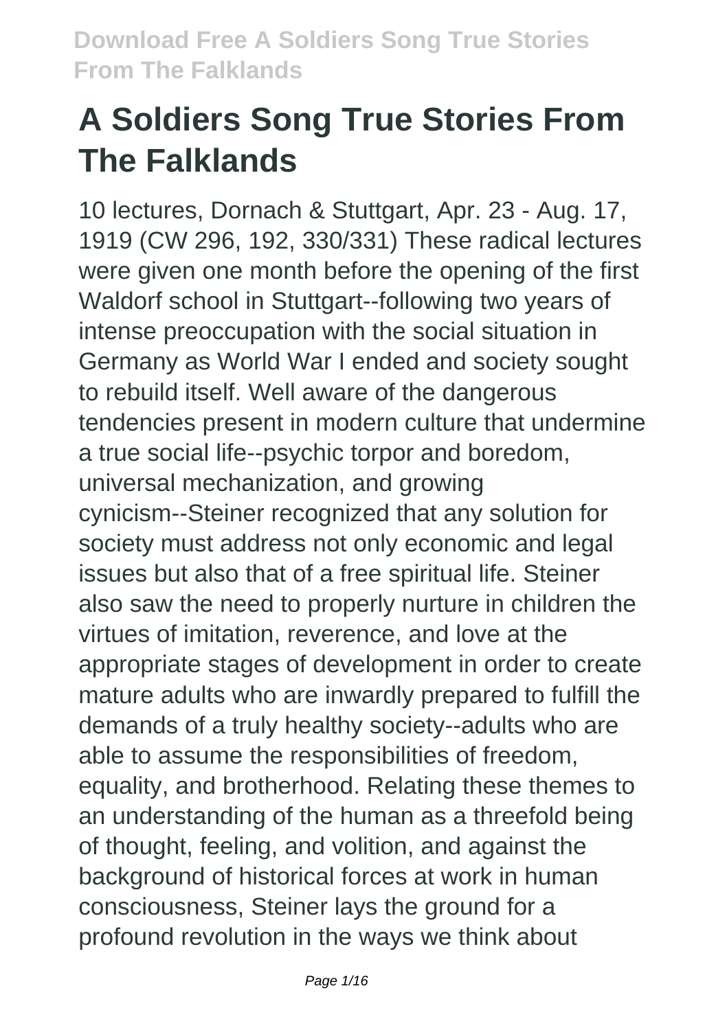# A Soldiers Song True Stories From The Falklands

10 lectures, Dornach & Stuttgart, Apr. 23 - Aug. 17, 1919 (CW 296, 192, 330/331) These radical lectures were given one month before the opening of the first Waldorf school in Stuttgart--following two years of intense preoccupation with the social situation in Germany as World War I ended and society sought to rebuild itself. Well aware of the dangerous tendencies present in modern culture that undermine a true social life--psychic torpor and boredom, universal mechanization, and growing cynicism--Steiner recognized that any solution for society must address not only economic and legal issues but also that of a free spiritual life. Steiner also saw the need to properly nurture in children the virtues of imitation, reverence, and love at the appropriate stages of development in order to create mature adults who are inwardly prepared to fulfill the demands of a truly healthy society--adults who are able to assume the responsibilities of freedom, equality, and brotherhood. Relating these themes to an understanding of the human as a threefold being of thought, feeling, and volition, and against the background of historical forces at work in human consciousness, Steiner lays the ground for a profound revolution in the ways we think about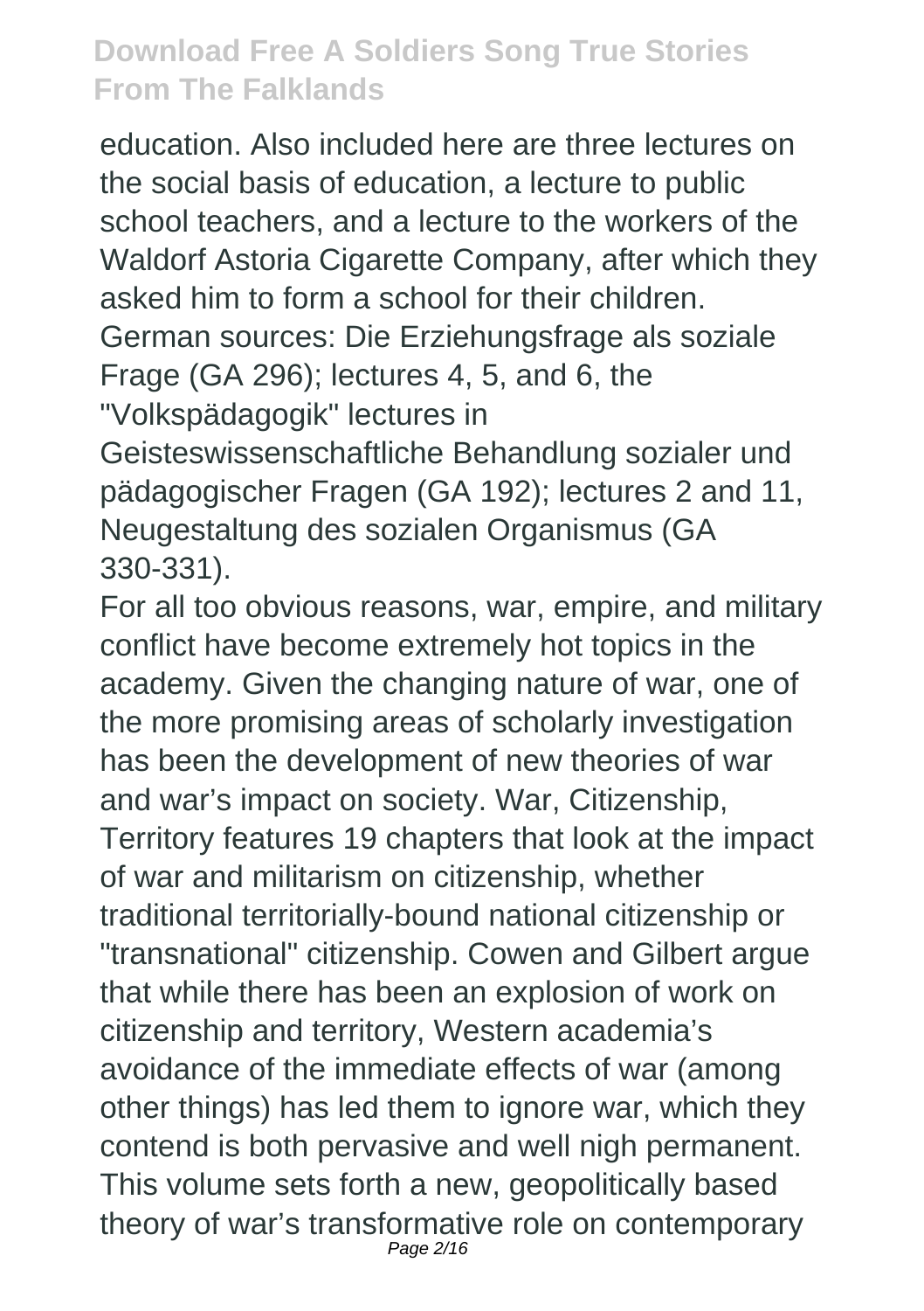education. Also included here are three lectures on the social basis of education, a lecture to public school teachers, and a lecture to the workers of the Waldorf Astoria Cigarette Company, after which they asked him to form a school for their children. German sources: Die Erziehungsfrage als soziale Frage (GA 296); lectures 4, 5, and 6, the "Volkspädagogik" lectures in Geisteswissenschaftliche Behandlung sozialer und pädagogischer Fragen (GA 192); lectures 2 and 11, Neugestaltung des sozialen Organismus (GA 330-331).

For all too obvious reasons, war, empire, and military conflict have become extremely hot topics in the academy. Given the changing nature of war, one of the more promising areas of scholarly investigation has been the development of new theories of war and war's impact on society. War, Citizenship, Territory features 19 chapters that look at the impact of war and militarism on citizenship, whether traditional territorially-bound national citizenship or "transnational" citizenship. Cowen and Gilbert argue that while there has been an explosion of work on citizenship and territory, Western academia's avoidance of the immediate effects of war (among other things) has led them to ignore war, which they contend is both pervasive and well nigh permanent. This volume sets forth a new, geopolitically based theory of war's transformative role on contemporary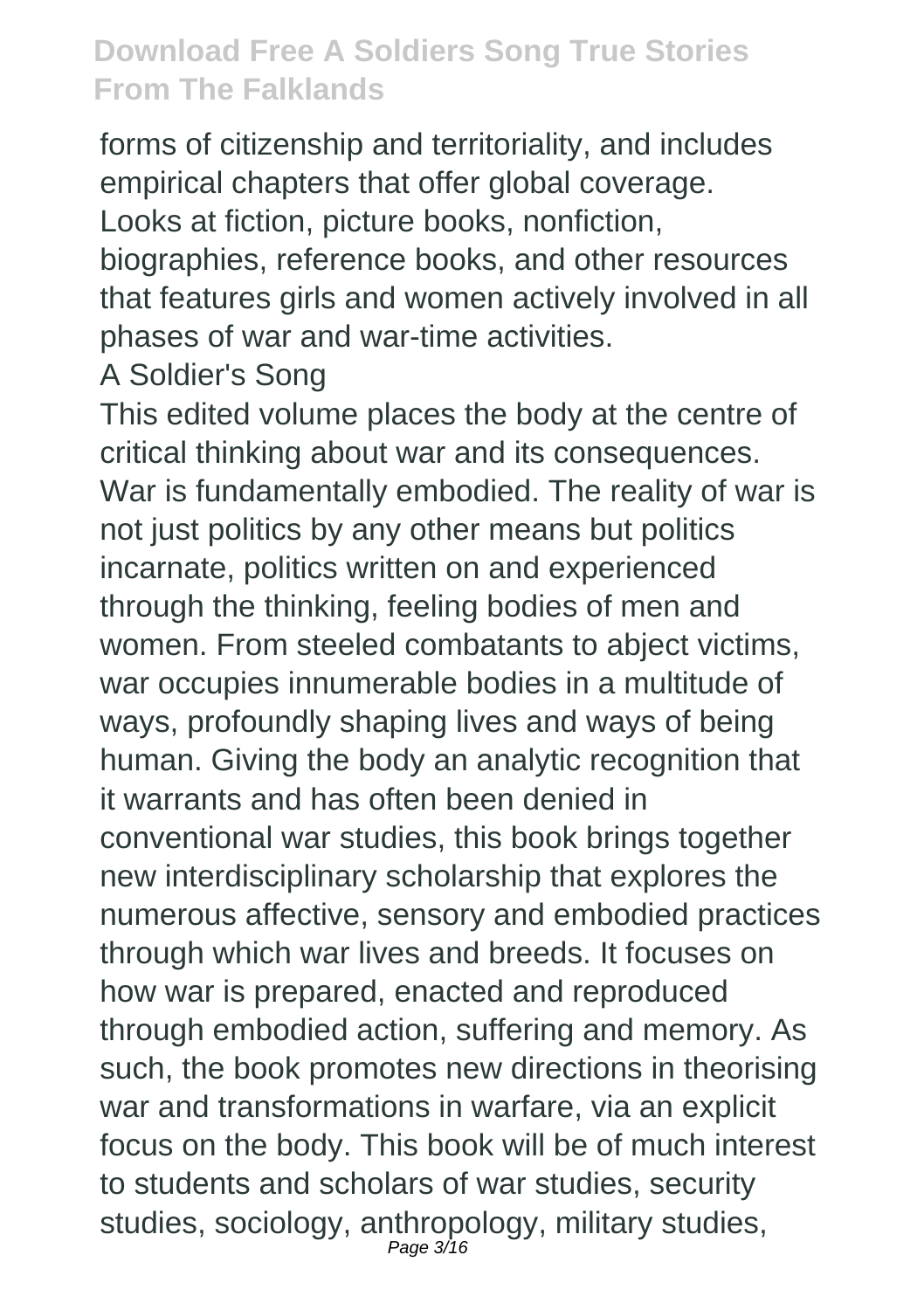forms of citizenship and territoriality, and includes empirical chapters that offer global coverage.

Looks at fiction, picture books, nonfiction, biographies, reference books, and other resources that features girls and women actively involved in all phases of war and war-time activities.

A Soldier's Song

This edited volume places the body at the centre of critical thinking about war and its consequences. War is fundamentally embodied. The reality of war is not just politics by any other means but politics incarnate, politics written on and experienced through the thinking, feeling bodies of men and women. From steeled combatants to abject victims, war occupies innumerable bodies in a multitude of ways, profoundly shaping lives and ways of being human. Giving the body an analytic recognition that it warrants and has often been denied in conventional war studies, this book brings together new interdisciplinary scholarship that explores the numerous affective, sensory and embodied practices through which war lives and breeds. It focuses on how war is prepared, enacted and reproduced through embodied action, suffering and memory. As such, the book promotes new directions in theorising war and transformations in warfare, via an explicit focus on the body. This book will be of much interest to students and scholars of war studies, security studies, sociology, anthropology, military studies,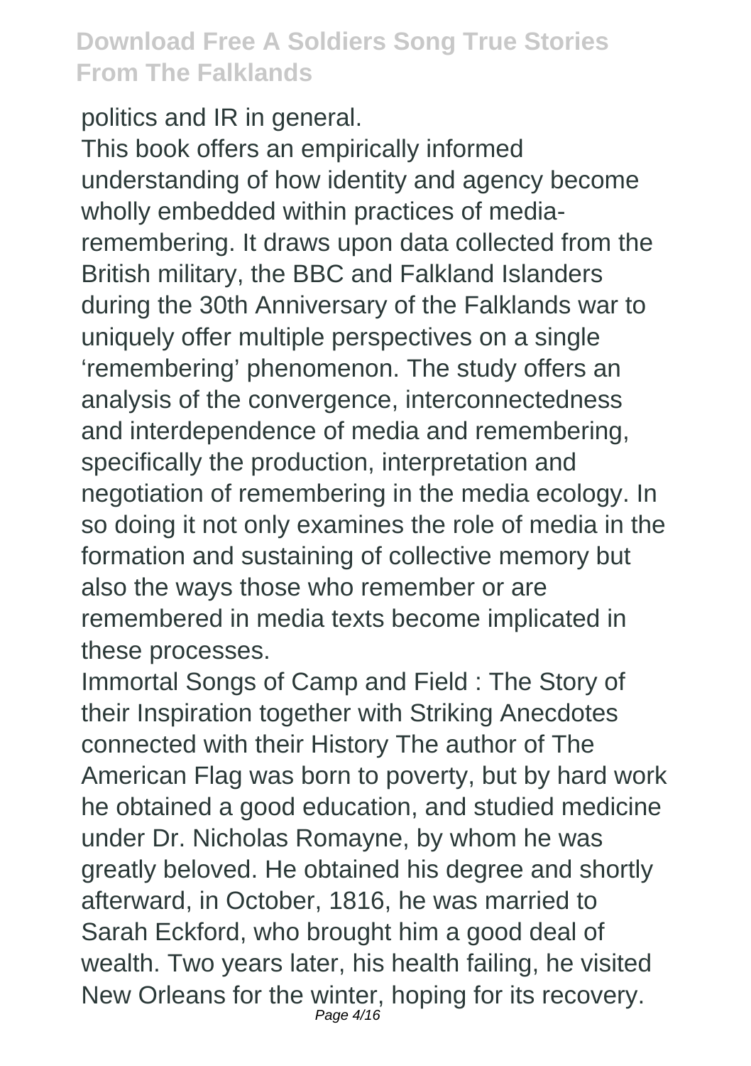politics and IR in general.

This book offers an empirically informed understanding of how identity and agency become wholly embedded within practices of media-remembering. It draws upon data collected from the British military, the BBC and Falkland Islanders during the 30th Anniversary of the Falklands war to uniquely offer multiple perspectives on a single 'remembering' phenomenon. The study offers an analysis of the convergence, interconnectedness and interdependence of media and remembering, specifically the production, interpretation and negotiation of remembering in the media ecology. In so doing it not only examines the role of media in the formation and sustaining of collective memory but also the ways those who remember or are remembered in media texts become implicated in these processes.

Immortal Songs of Camp and Field : The Story of their Inspiration together with Striking Anecdotes connected with their History The author of The American Flag was born to poverty, but by hard work he obtained a good education, and studied medicine under Dr. Nicholas Romayne, by whom he was greatly beloved. He obtained his degree and shortly afterward, in October, 1816, he was married to Sarah Eckford, who brought him a good deal of wealth. Two years later, his health failing, he visited New Orleans for the winter, hoping for its recovery.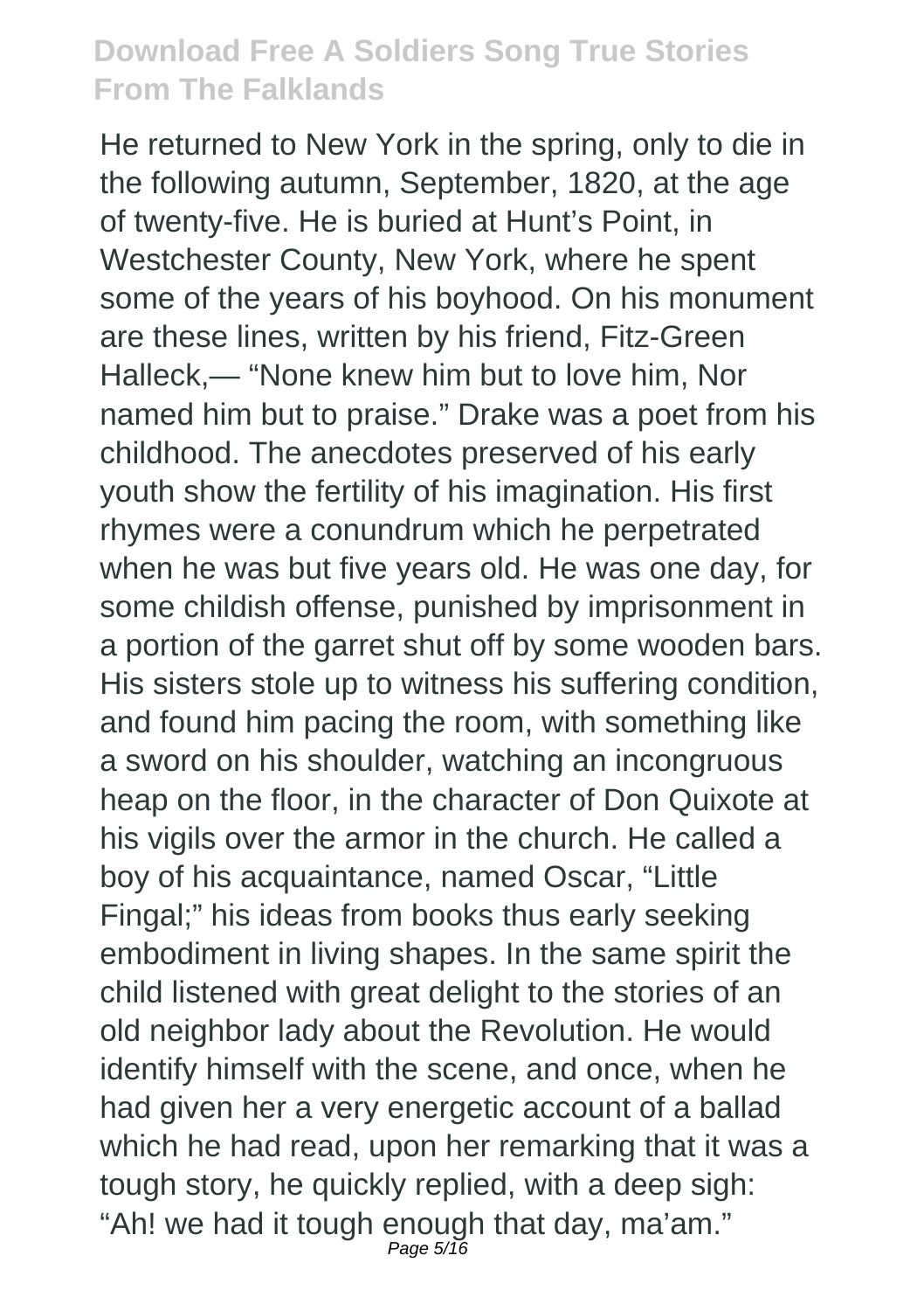He returned to New York in the spring, only to die in the following autumn, September, 1820, at the age of twenty-five. He is buried at Hunt's Point, in Westchester County, New York, where he spent some of the years of his boyhood. On his monument are these lines, written by his friend, Fitz-Green Halleck,— "None knew him but to love him, Nor named him but to praise." Drake was a poet from his childhood. The anecdotes preserved of his early youth show the fertility of his imagination. His first rhymes were a conundrum which he perpetrated when he was but five years old. He was one day, for some childish offense, punished by imprisonment in a portion of the garret shut off by some wooden bars. His sisters stole up to witness his suffering condition, and found him pacing the room, with something like a sword on his shoulder, watching an incongruous heap on the floor, in the character of Don Quixote at his vigils over the armor in the church. He called a boy of his acquaintance, named Oscar, "Little Fingal;" his ideas from books thus early seeking embodiment in living shapes. In the same spirit the child listened with great delight to the stories of an old neighbor lady about the Revolution. He would identify himself with the scene, and once, when he had given her a very energetic account of a ballad which he had read, upon her remarking that it was a tough story, he quickly replied, with a deep sigh: "Ah! we had it tough enough that day, ma'am."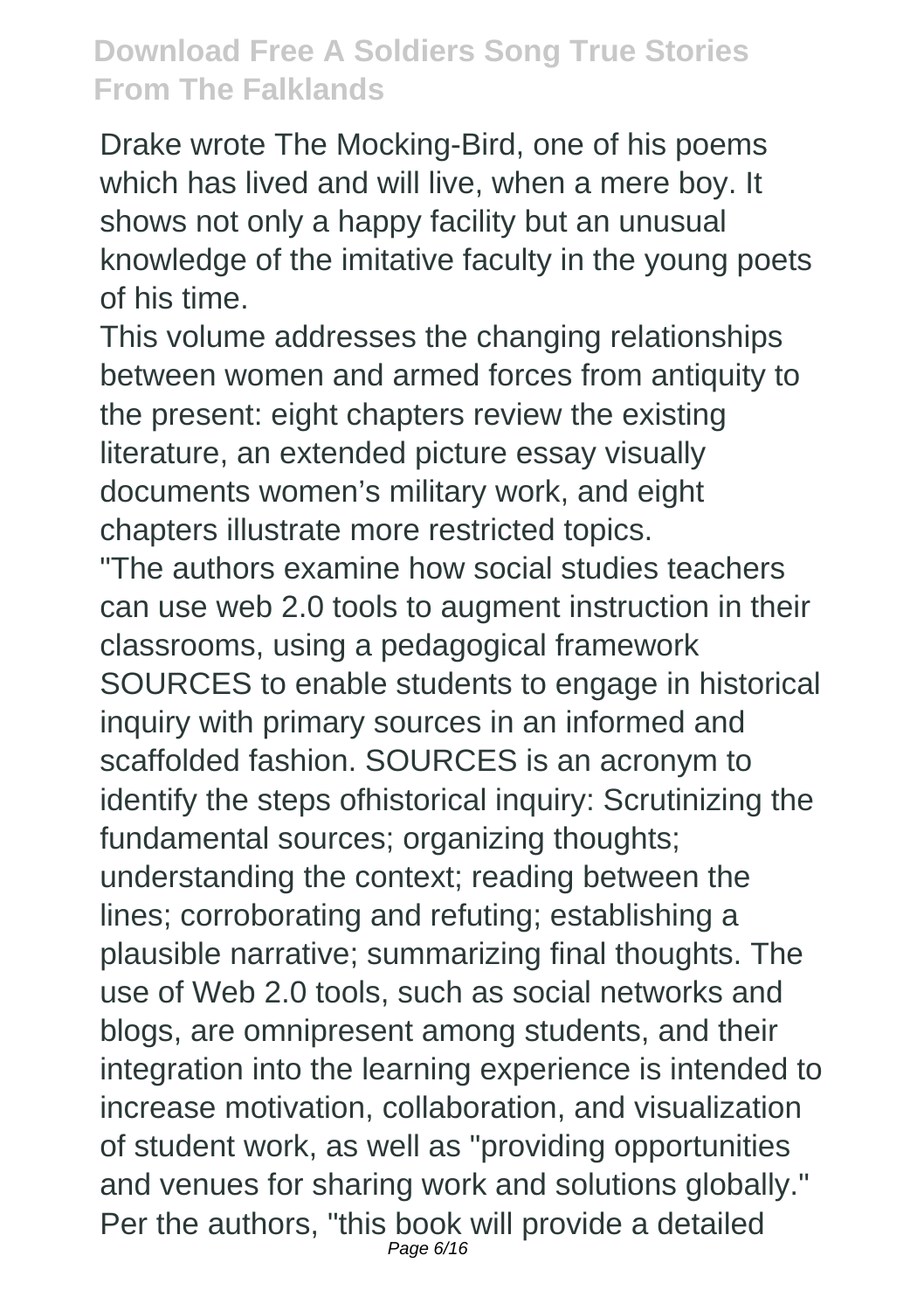Drake wrote The Mocking-Bird, one of his poems which has lived and will live, when a mere boy. It shows not only a happy facility but an unusual knowledge of the imitative faculty in the young poets of his time.

This volume addresses the changing relationships between women and armed forces from antiquity to the present: eight chapters review the existing literature, an extended picture essay visually documents women's military work, and eight chapters illustrate more restricted topics.

"The authors examine how social studies teachers can use web 2.0 tools to augment instruction in their classrooms, using a pedagogical framework SOURCES to enable students to engage in historical inquiry with primary sources in an informed and scaffolded fashion. SOURCES is an acronym to identify the steps ofhistorical inquiry: Scrutinizing the fundamental sources; organizing thoughts; understanding the context; reading between the lines; corroborating and refuting; establishing a plausible narrative; summarizing final thoughts. The use of Web 2.0 tools, such as social networks and blogs, are omnipresent among students, and their integration into the learning experience is intended to increase motivation, collaboration, and visualization of student work, as well as "providing opportunities and venues for sharing work and solutions globally." Per the authors, "this book will provide a detailed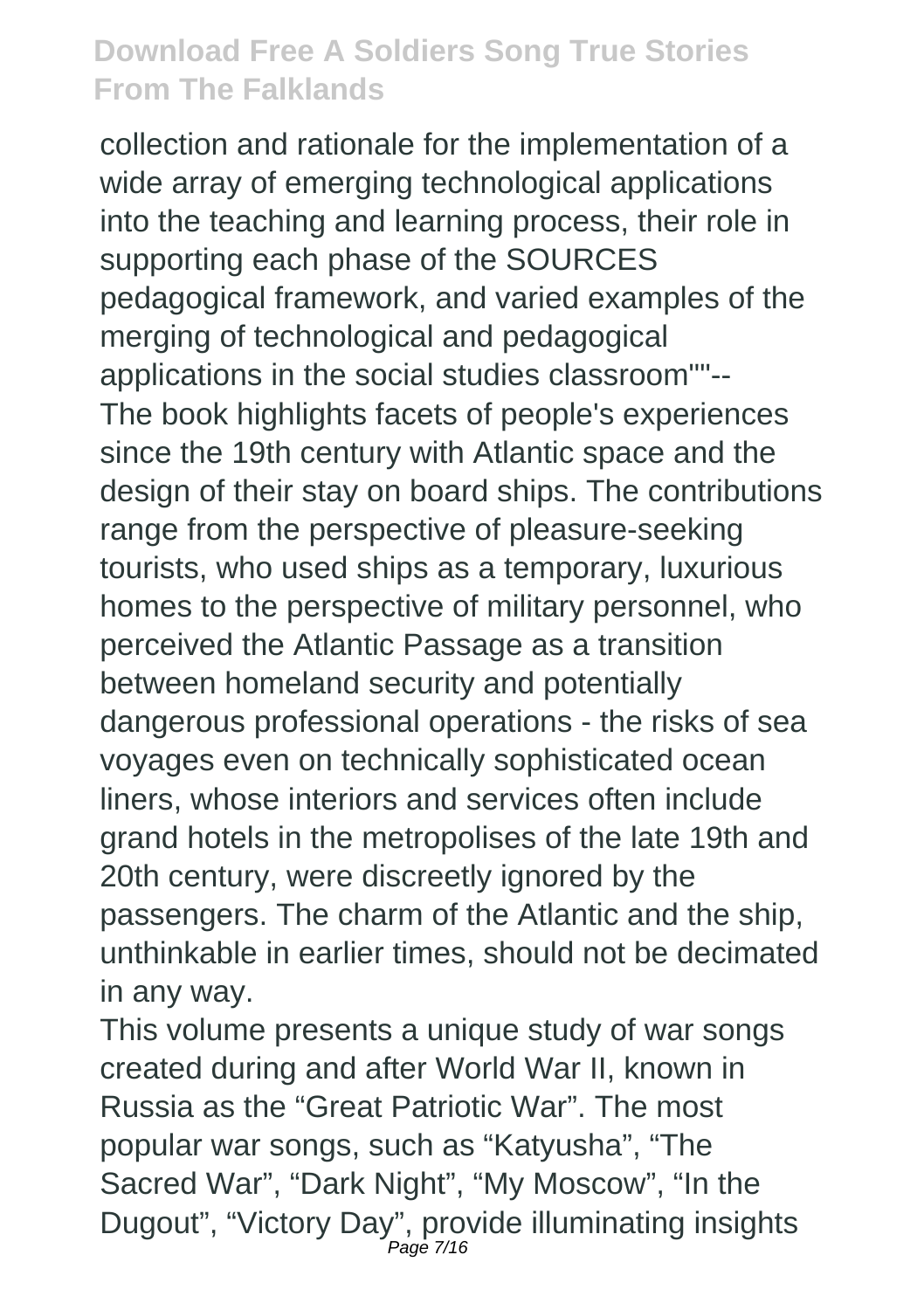collection and rationale for the implementation of a wide array of emerging technological applications into the teaching and learning process, their role in supporting each phase of the SOURCES pedagogical framework, and varied examples of the merging of technological and pedagogical applications in the social studies classroom""--

The book highlights facets of people's experiences since the 19th century with Atlantic space and the design of their stay on board ships. The contributions range from the perspective of pleasure-seeking tourists, who used ships as a temporary, luxurious homes to the perspective of military personnel, who perceived the Atlantic Passage as a transition between homeland security and potentially dangerous professional operations - the risks of sea voyages even on technically sophisticated ocean liners, whose interiors and services often include grand hotels in the metropolises of the late 19th and 20th century, were discreetly ignored by the passengers. The charm of the Atlantic and the ship, unthinkable in earlier times, should not be decimated in any way.

This volume presents a unique study of war songs created during and after World War II, known in Russia as the “Great Patriotic War”. The most popular war songs, such as “Katyusha”, “The Sacred War”, “Dark Night”, “My Moscow”, “In the Dugout”, “Victory Day”, provide illuminating insights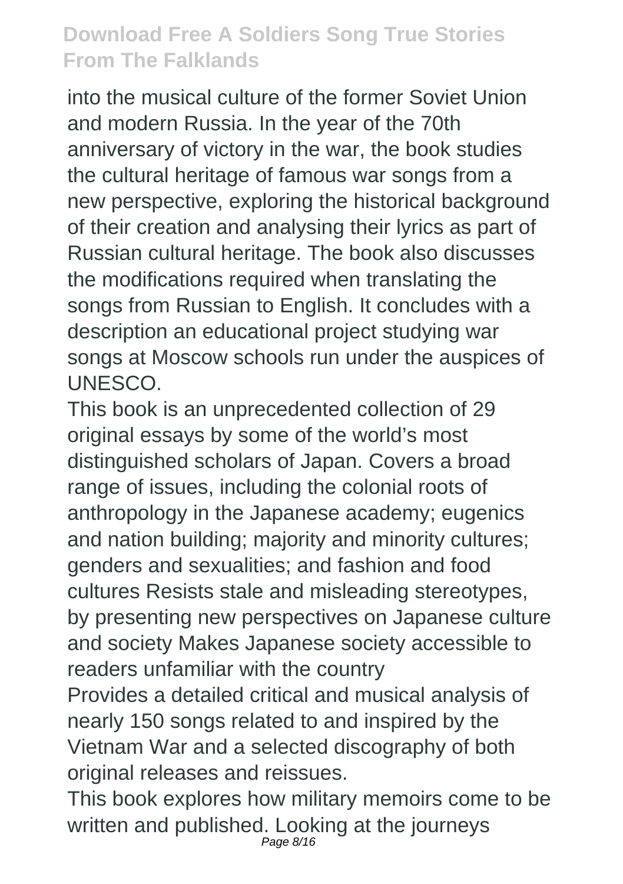into the musical culture of the former Soviet Union and modern Russia. In the year of the 70th anniversary of victory in the war, the book studies the cultural heritage of famous war songs from a new perspective, exploring the historical background of their creation and analysing their lyrics as part of Russian cultural heritage. The book also discusses the modifications required when translating the songs from Russian to English. It concludes with a description an educational project studying war songs at Moscow schools run under the auspices of UNESCO.

This book is an unprecedented collection of 29 original essays by some of the world's most distinguished scholars of Japan. Covers a broad range of issues, including the colonial roots of anthropology in the Japanese academy; eugenics and nation building; majority and minority cultures; genders and sexualities; and fashion and food cultures Resists stale and misleading stereotypes, by presenting new perspectives on Japanese culture and society Makes Japanese society accessible to readers unfamiliar with the country

Provides a detailed critical and musical analysis of nearly 150 songs related to and inspired by the Vietnam War and a selected discography of both original releases and reissues.

This book explores how military memoirs come to be written and published. Looking at the journeys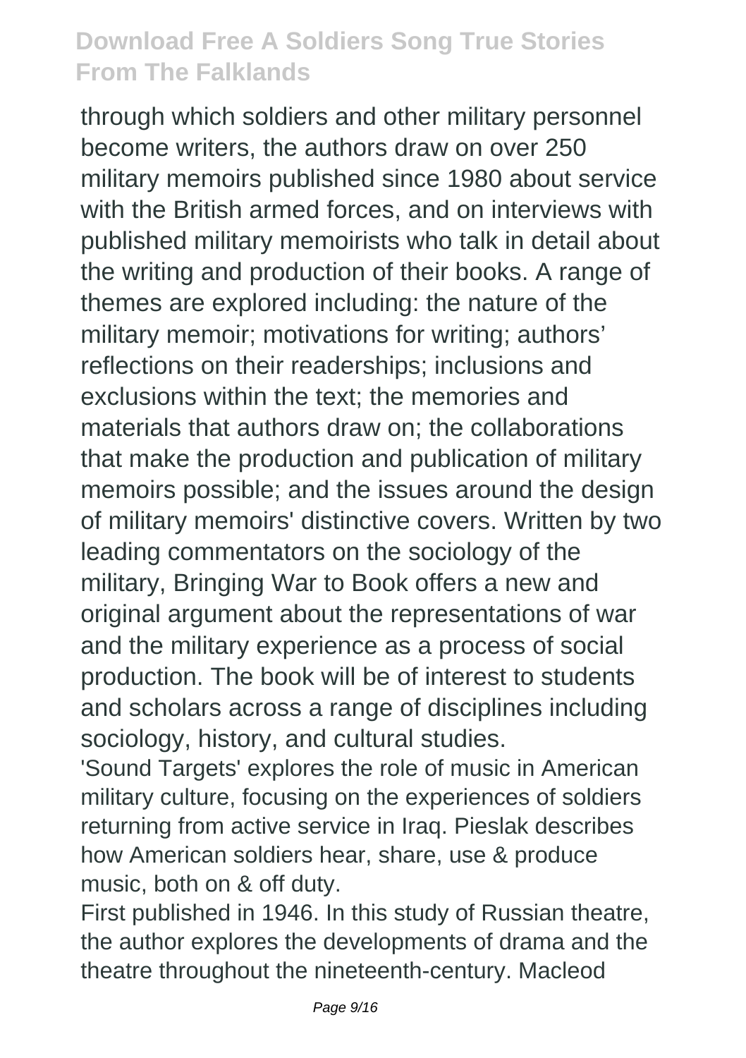through which soldiers and other military personnel become writers, the authors draw on over 250 military memoirs published since 1980 about service with the British armed forces, and on interviews with published military memoirists who talk in detail about the writing and production of their books. A range of themes are explored including: the nature of the military memoir; motivations for writing; authors' reflections on their readerships; inclusions and exclusions within the text; the memories and materials that authors draw on; the collaborations that make the production and publication of military memoirs possible; and the issues around the design of military memoirs' distinctive covers. Written by two leading commentators on the sociology of the military, Bringing War to Book offers a new and original argument about the representations of war and the military experience as a process of social production. The book will be of interest to students and scholars across a range of disciplines including sociology, history, and cultural studies.

'Sound Targets' explores the role of music in American military culture, focusing on the experiences of soldiers returning from active service in Iraq. Pieslak describes how American soldiers hear, share, use & produce music, both on & off duty.

First published in 1946. In this study of Russian theatre, the author explores the developments of drama and the theatre throughout the nineteenth-century. Macleod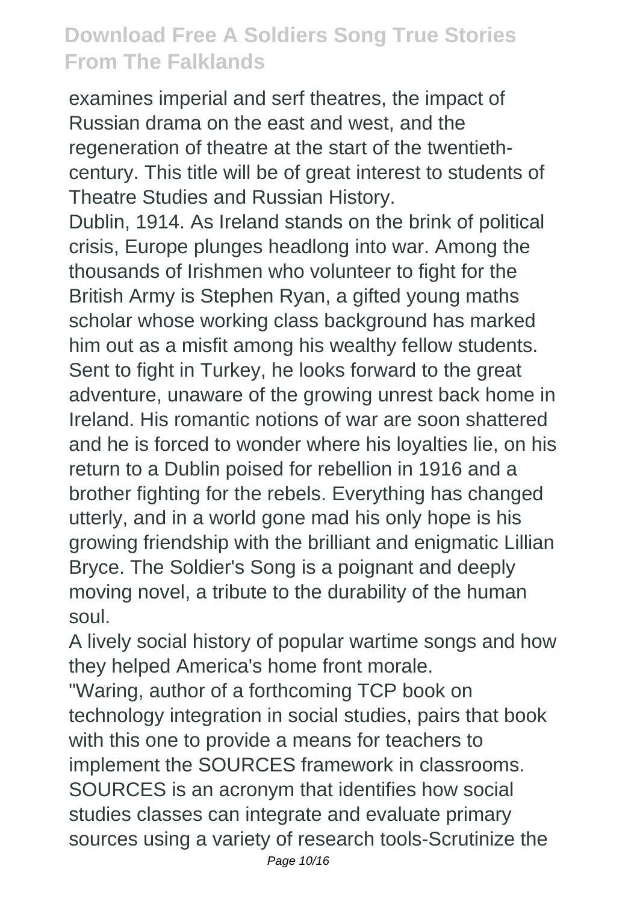examines imperial and serf theatres, the impact of Russian drama on the east and west, and the regeneration of theatre at the start of the twentieth-century. This title will be of great interest to students of Theatre Studies and Russian History.

Dublin, 1914. As Ireland stands on the brink of political crisis, Europe plunges headlong into war. Among the thousands of Irishmen who volunteer to fight for the British Army is Stephen Ryan, a gifted young maths scholar whose working class background has marked him out as a misfit among his wealthy fellow students. Sent to fight in Turkey, he looks forward to the great adventure, unaware of the growing unrest back home in Ireland. His romantic notions of war are soon shattered and he is forced to wonder where his loyalties lie, on his return to a Dublin poised for rebellion in 1916 and a brother fighting for the rebels. Everything has changed utterly, and in a world gone mad his only hope is his growing friendship with the brilliant and enigmatic Lillian Bryce. The Soldier's Song is a poignant and deeply moving novel, a tribute to the durability of the human soul.

A lively social history of popular wartime songs and how they helped America's home front morale.

"Waring, author of a forthcoming TCP book on technology integration in social studies, pairs that book with this one to provide a means for teachers to implement the SOURCES framework in classrooms. SOURCES is an acronym that identifies how social studies classes can integrate and evaluate primary sources using a variety of research tools-Scrutinize the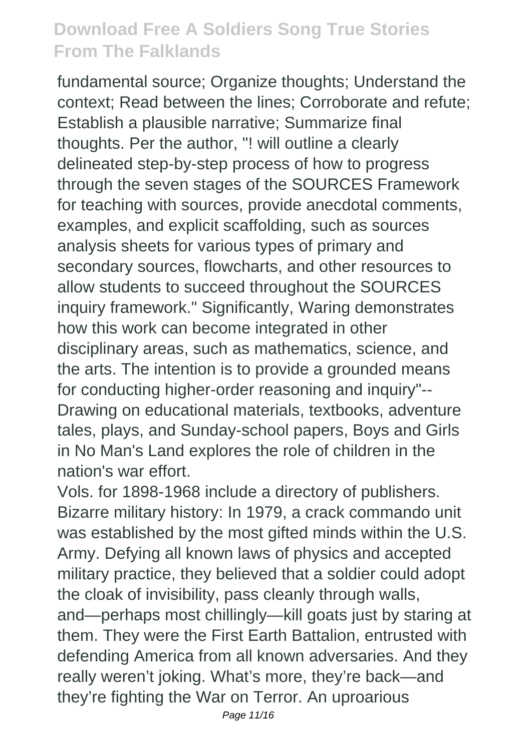fundamental source; Organize thoughts; Understand the context; Read between the lines; Corroborate and refute; Establish a plausible narrative; Summarize final thoughts. Per the author, "! will outline a clearly delineated step-by-step process of how to progress through the seven stages of the SOURCES Framework for teaching with sources, provide anecdotal comments, examples, and explicit scaffolding, such as sources analysis sheets for various types of primary and secondary sources, flowcharts, and other resources to allow students to succeed throughout the SOURCES inquiry framework." Significantly, Waring demonstrates how this work can become integrated in other disciplinary areas, such as mathematics, science, and the arts. The intention is to provide a grounded means for conducting higher-order reasoning and inquiry"--
Drawing on educational materials, textbooks, adventure tales, plays, and Sunday-school papers, Boys and Girls in No Man's Land explores the role of children in the nation's war effort.

Vols. for 1898-1968 include a directory of publishers.
Bizarre military history: In 1979, a crack commando unit was established by the most gifted minds within the U.S. Army. Defying all known laws of physics and accepted military practice, they believed that a soldier could adopt the cloak of invisibility, pass cleanly through walls, and—perhaps most chillingly—kill goats just by staring at them. They were the First Earth Battalion, entrusted with defending America from all known adversaries. And they really weren't joking. What's more, they're back—and they're fighting the War on Terror. An uproarious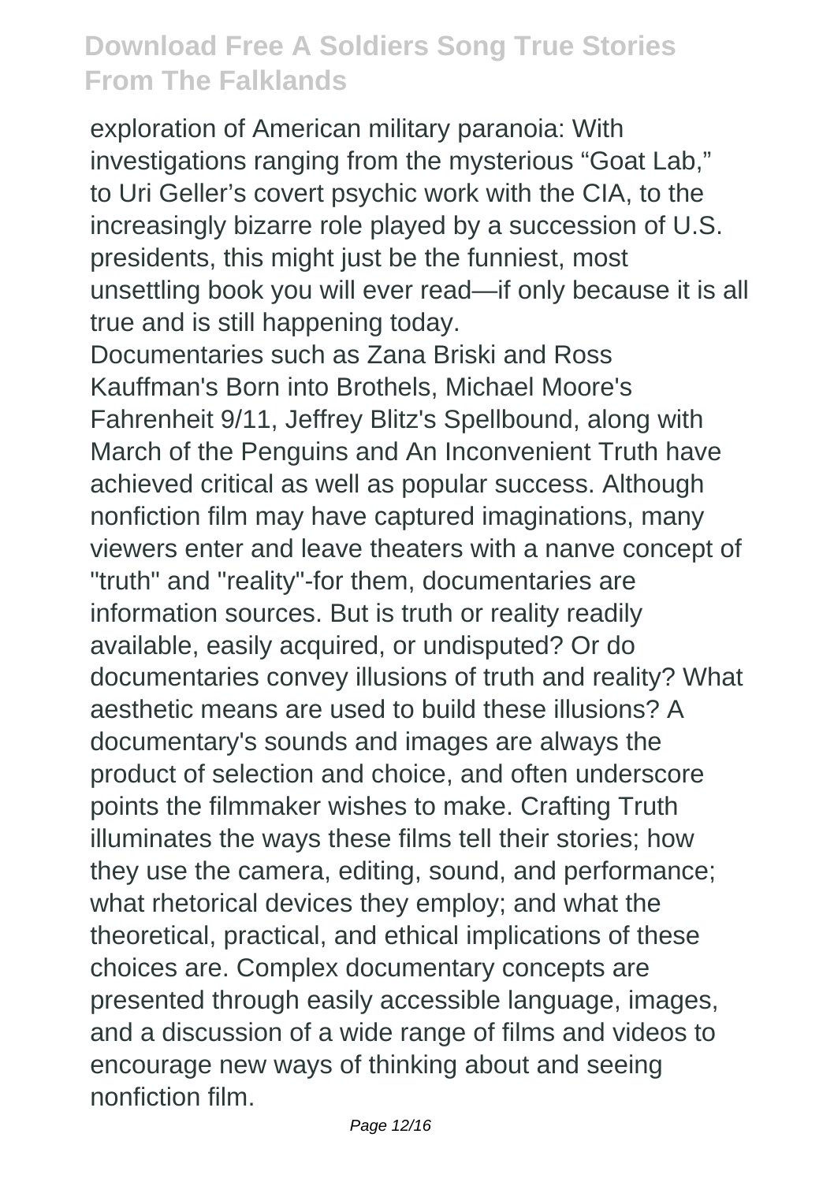exploration of American military paranoia: With investigations ranging from the mysterious "Goat Lab," to Uri Geller's covert psychic work with the CIA, to the increasingly bizarre role played by a succession of U.S. presidents, this might just be the funniest, most unsettling book you will ever read—if only because it is all true and is still happening today.

Documentaries such as Zana Briski and Ross Kauffman's Born into Brothels, Michael Moore's Fahrenheit 9/11, Jeffrey Blitz's Spellbound, along with March of the Penguins and An Inconvenient Truth have achieved critical as well as popular success. Although nonfiction film may have captured imaginations, many viewers enter and leave theaters with a nanve concept of "truth" and "reality"-for them, documentaries are information sources. But is truth or reality readily available, easily acquired, or undisputed? Or do documentaries convey illusions of truth and reality? What aesthetic means are used to build these illusions? A documentary's sounds and images are always the product of selection and choice, and often underscore points the filmmaker wishes to make. Crafting Truth illuminates the ways these films tell their stories; how they use the camera, editing, sound, and performance; what rhetorical devices they employ; and what the theoretical, practical, and ethical implications of these choices are. Complex documentary concepts are presented through easily accessible language, images, and a discussion of a wide range of films and videos to encourage new ways of thinking about and seeing nonfiction film.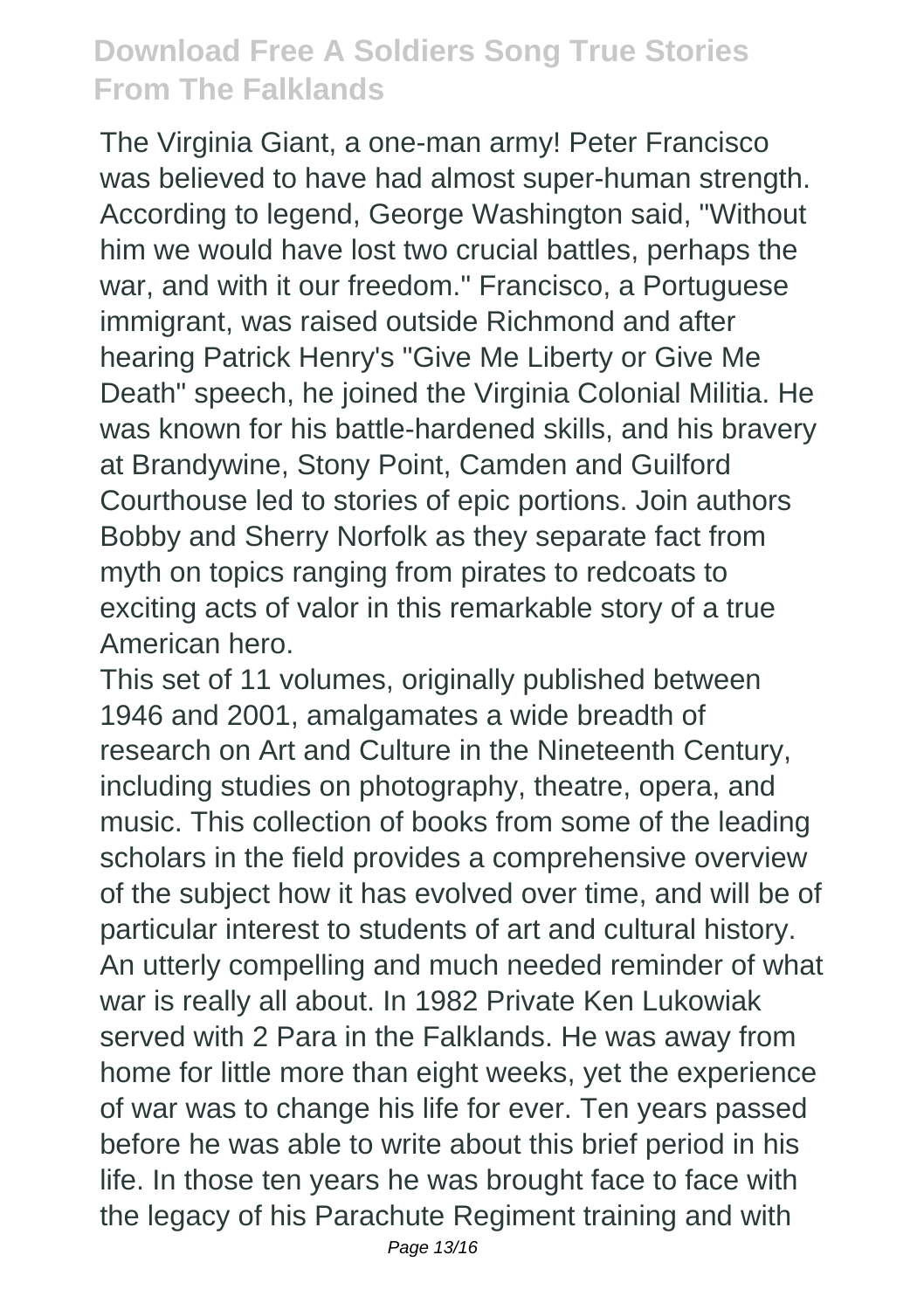The Virginia Giant, a one-man army! Peter Francisco was believed to have had almost super-human strength. According to legend, George Washington said, "Without him we would have lost two crucial battles, perhaps the war, and with it our freedom." Francisco, a Portuguese immigrant, was raised outside Richmond and after hearing Patrick Henry's "Give Me Liberty or Give Me Death" speech, he joined the Virginia Colonial Militia. He was known for his battle-hardened skills, and his bravery at Brandywine, Stony Point, Camden and Guilford Courthouse led to stories of epic portions. Join authors Bobby and Sherry Norfolk as they separate fact from myth on topics ranging from pirates to redcoats to exciting acts of valor in this remarkable story of a true American hero.

This set of 11 volumes, originally published between 1946 and 2001, amalgamates a wide breadth of research on Art and Culture in the Nineteenth Century, including studies on photography, theatre, opera, and music. This collection of books from some of the leading scholars in the field provides a comprehensive overview of the subject how it has evolved over time, and will be of particular interest to students of art and cultural history.

An utterly compelling and much needed reminder of what war is really all about. In 1982 Private Ken Lukowiak served with 2 Para in the Falklands. He was away from home for little more than eight weeks, yet the experience of war was to change his life for ever. Ten years passed before he was able to write about this brief period in his life. In those ten years he was brought face to face with the legacy of his Parachute Regiment training and with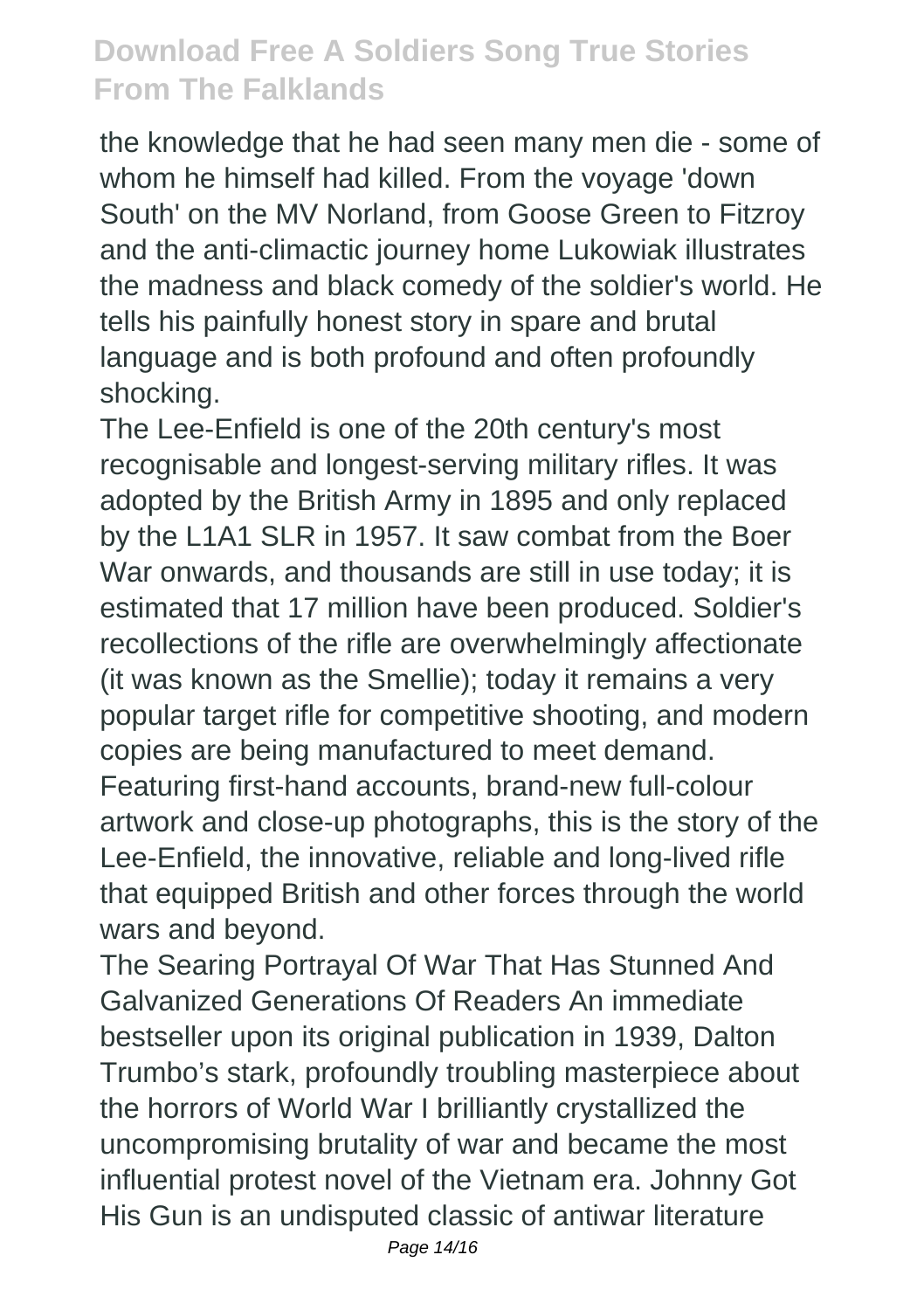the knowledge that he had seen many men die - some of whom he himself had killed. From the voyage 'down South' on the MV Norland, from Goose Green to Fitzroy and the anti-climactic journey home Lukowiak illustrates the madness and black comedy of the soldier's world. He tells his painfully honest story in spare and brutal language and is both profound and often profoundly shocking.

The Lee-Enfield is one of the 20th century's most recognisable and longest-serving military rifles. It was adopted by the British Army in 1895 and only replaced by the L1A1 SLR in 1957. It saw combat from the Boer War onwards, and thousands are still in use today; it is estimated that 17 million have been produced. Soldier's recollections of the rifle are overwhelmingly affectionate (it was known as the Smellie); today it remains a very popular target rifle for competitive shooting, and modern copies are being manufactured to meet demand. Featuring first-hand accounts, brand-new full-colour artwork and close-up photographs, this is the story of the Lee-Enfield, the innovative, reliable and long-lived rifle that equipped British and other forces through the world wars and beyond.

The Searing Portrayal Of War That Has Stunned And Galvanized Generations Of Readers An immediate bestseller upon its original publication in 1939, Dalton Trumbo's stark, profoundly troubling masterpiece about the horrors of World War I brilliantly crystallized the uncompromising brutality of war and became the most influential protest novel of the Vietnam era. Johnny Got His Gun is an undisputed classic of antiwar literature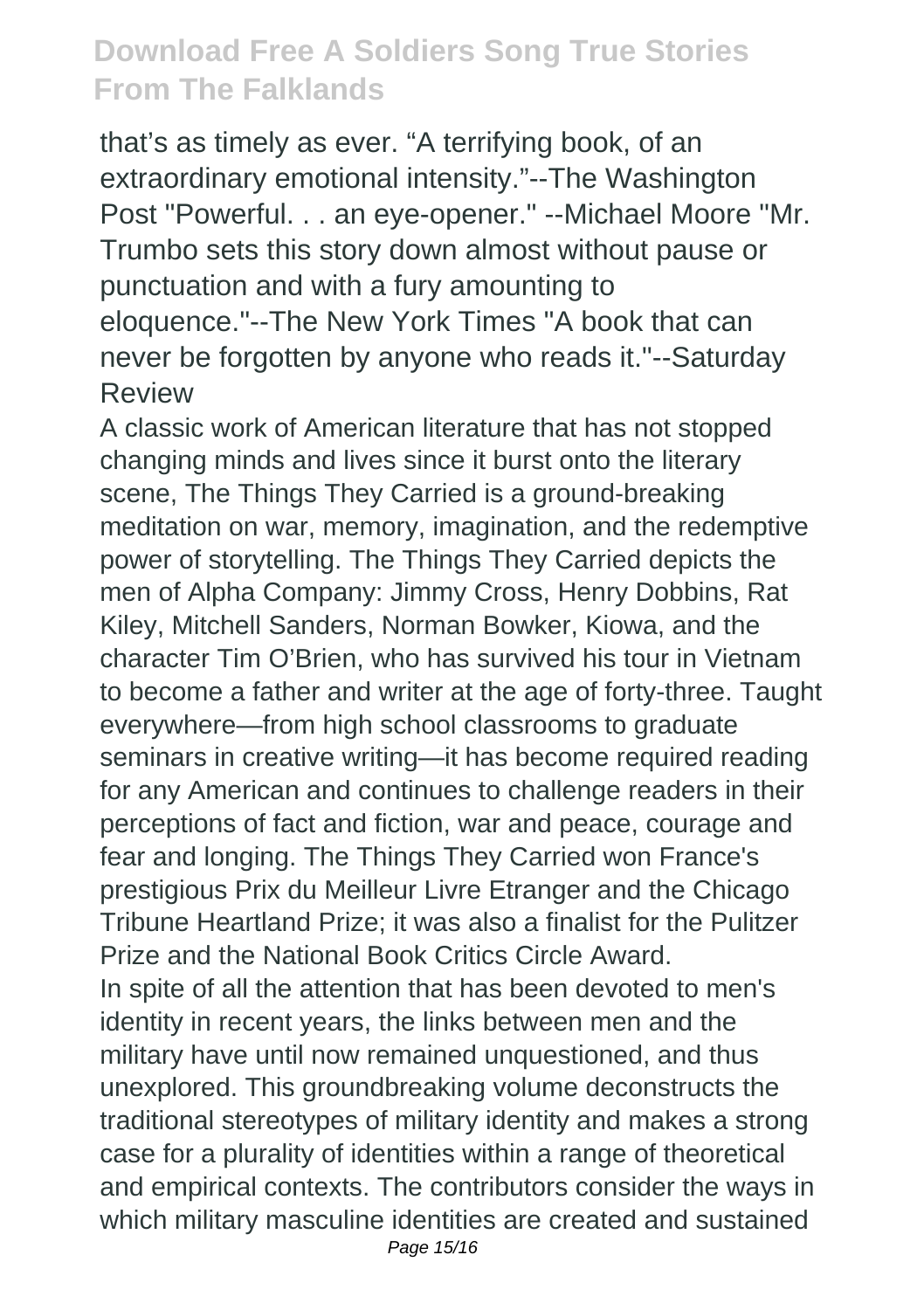that's as timely as ever. "A terrifying book, of an extraordinary emotional intensity."--The Washington Post "Powerful. . . an eye-opener." --Michael Moore "Mr. Trumbo sets this story down almost without pause or punctuation and with a fury amounting to eloquence."--The New York Times "A book that can never be forgotten by anyone who reads it."--Saturday Review

A classic work of American literature that has not stopped changing minds and lives since it burst onto the literary scene, The Things They Carried is a ground-breaking meditation on war, memory, imagination, and the redemptive power of storytelling. The Things They Carried depicts the men of Alpha Company: Jimmy Cross, Henry Dobbins, Rat Kiley, Mitchell Sanders, Norman Bowker, Kiowa, and the character Tim O'Brien, who has survived his tour in Vietnam to become a father and writer at the age of forty-three. Taught everywhere—from high school classrooms to graduate seminars in creative writing—it has become required reading for any American and continues to challenge readers in their perceptions of fact and fiction, war and peace, courage and fear and longing. The Things They Carried won France's prestigious Prix du Meilleur Livre Etranger and the Chicago Tribune Heartland Prize; it was also a finalist for the Pulitzer Prize and the National Book Critics Circle Award.

In spite of all the attention that has been devoted to men's identity in recent years, the links between men and the military have until now remained unquestioned, and thus unexplored. This groundbreaking volume deconstructs the traditional stereotypes of military identity and makes a strong case for a plurality of identities within a range of theoretical and empirical contexts. The contributors consider the ways in which military masculine identities are created and sustained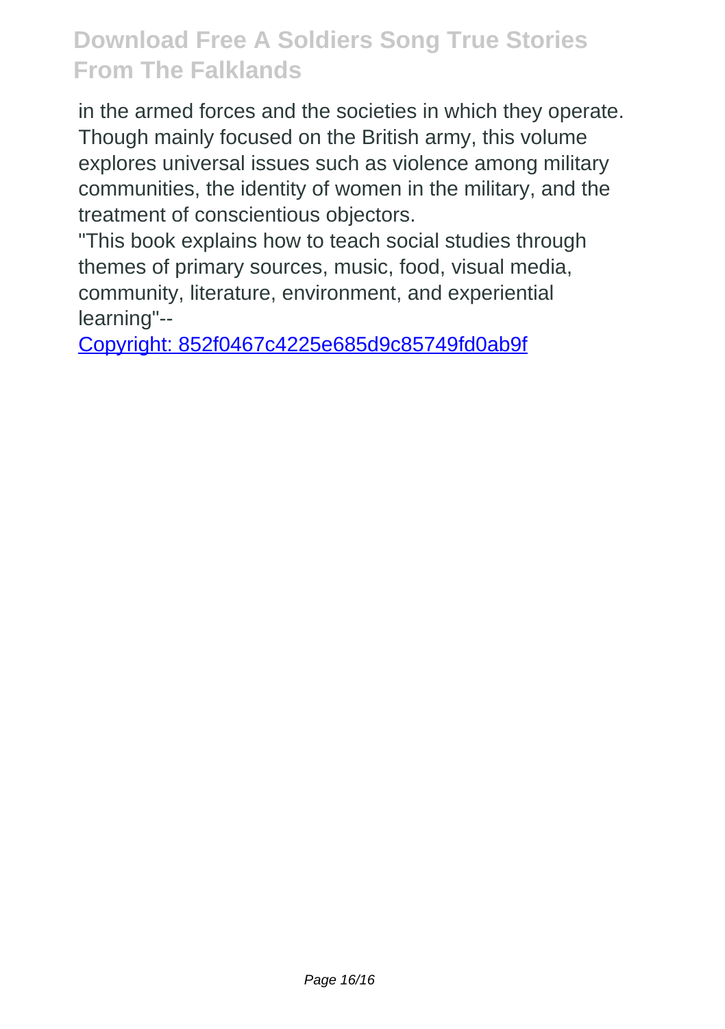in the armed forces and the societies in which they operate. Though mainly focused on the British army, this volume explores universal issues such as violence among military communities, the identity of women in the military, and the treatment of conscientious objectors.

"This book explains how to teach social studies through themes of primary sources, music, food, visual media, community, literature, environment, and experiential learning"--

Copyright: 852f0467c4225e685d9c85749fd0ab9f